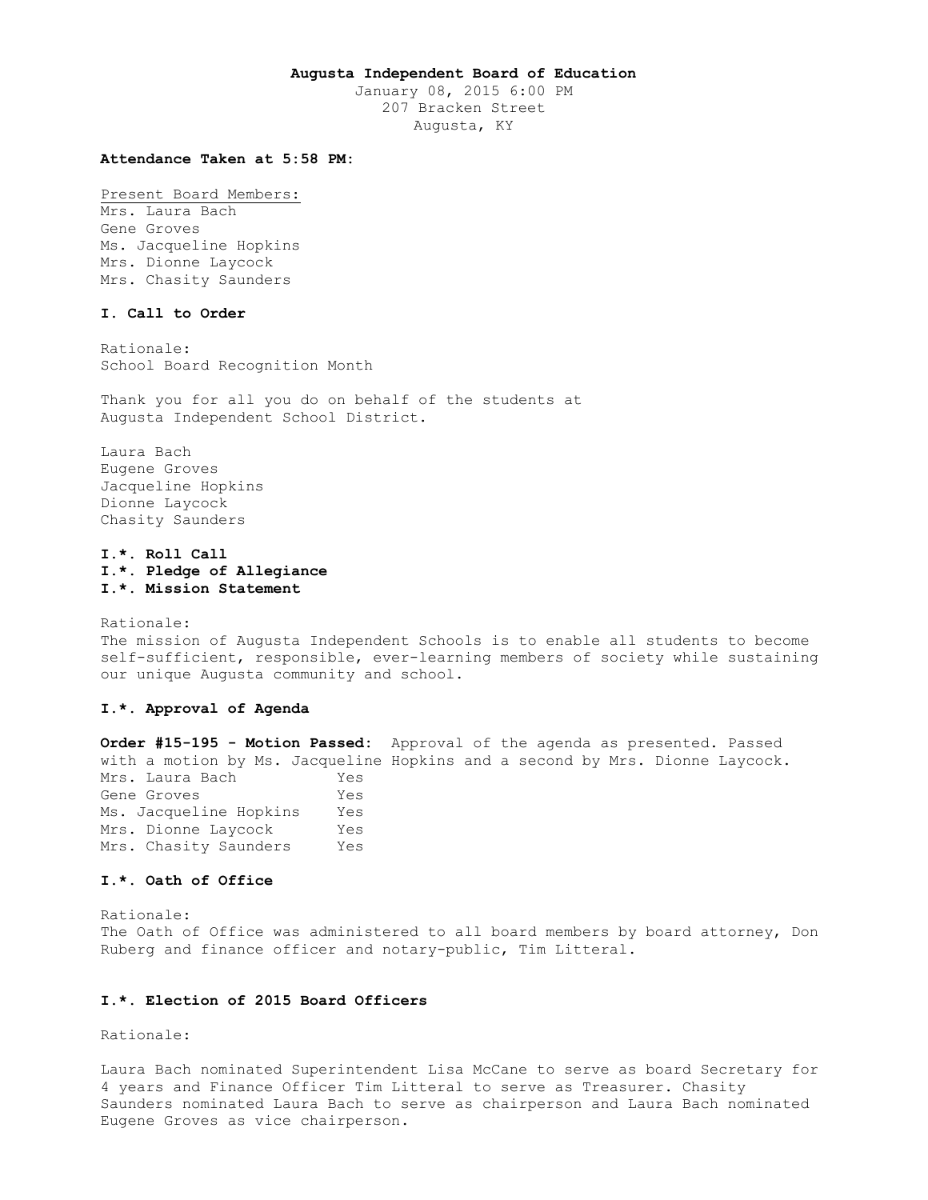# Augusta Independent Board of Education

January 08, 2015 6:00 PM
207 Bracken Street
Augusta, KY

**Attendance Taken at 5:58 PM:**

Present Board Members:
Mrs. Laura Bach
Gene Groves
Ms. Jacqueline Hopkins
Mrs. Dionne Laycock
Mrs. Chasity Saunders

### I. Call to Order

Rationale:
School Board Recognition Month

Thank you for all you do on behalf of the students at Augusta Independent School District.

Laura Bach
Eugene Groves
Jacqueline Hopkins
Dionne Laycock
Chasity Saunders

### I.*. Roll Call
### I.*. Pledge of Allegiance
### I.*. Mission Statement

Rationale:
The mission of Augusta Independent Schools is to enable all students to become self-sufficient, responsible, ever-learning members of society while sustaining our unique Augusta community and school.

### I.*. Approval of Agenda

**Order #15-195 - Motion Passed:** Approval of the agenda as presented. Passed with a motion by Ms. Jacqueline Hopkins and a second by Mrs. Dionne Laycock.

| | |
|---|---|
| Mrs. Laura Bach | Yes |
| Gene Groves | Yes |
| Ms. Jacqueline Hopkins | Yes |
| Mrs. Dionne Laycock | Yes |
| Mrs. Chasity Saunders | Yes |

### I.*. Oath of Office

Rationale:
The Oath of Office was administered to all board members by board attorney, Don Ruberg and finance officer and notary-public, Tim Litteral.

### I.*. Election of 2015 Board Officers

Rationale:

Laura Bach nominated Superintendent Lisa McCane to serve as board Secretary for 4 years and Finance Officer Tim Litteral to serve as Treasurer. Chasity Saunders nominated Laura Bach to serve as chairperson and Laura Bach nominated Eugene Groves as vice chairperson.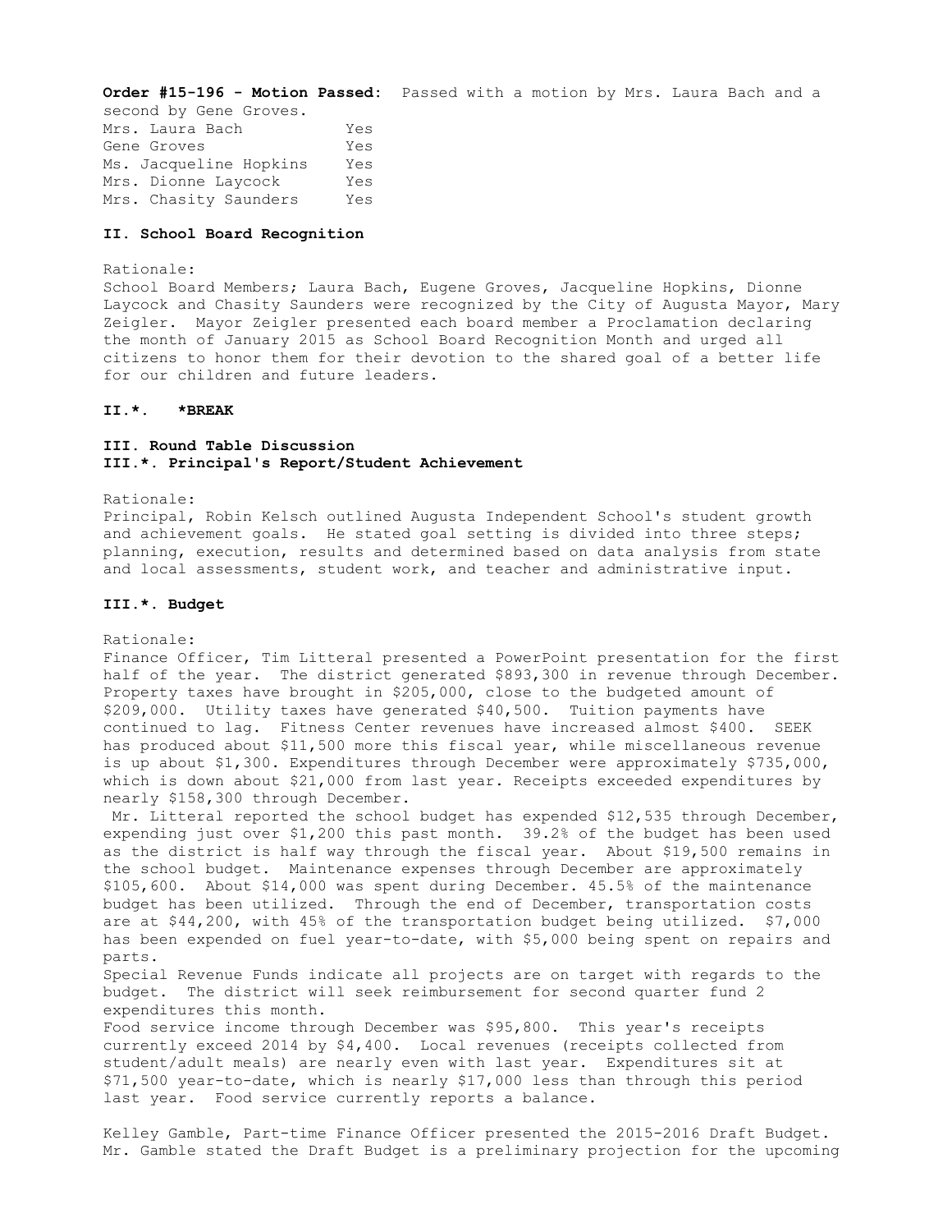**Order #15-196 - Motion Passed:** Passed with a motion by Mrs. Laura Bach and a second by Gene Groves.

| | |
|---|---|
| Mrs. Laura Bach | Yes |
| Gene Groves | Yes |
| Ms. Jacqueline Hopkins | Yes |
| Mrs. Dionne Laycock | Yes |
| Mrs. Chasity Saunders | Yes |

**II. School Board Recognition**

Rationale:
School Board Members; Laura Bach, Eugene Groves, Jacqueline Hopkins, Dionne Laycock and Chasity Saunders were recognized by the City of Augusta Mayor, Mary Zeigler. Mayor Zeigler presented each board member a Proclamation declaring the month of January 2015 as School Board Recognition Month and urged all citizens to honor them for their devotion to the shared goal of a better life for our children and future leaders.

**II.*. *BREAK**

**III. Round Table Discussion**
**III.*. Principal's Report/Student Achievement**

Rationale:
Principal, Robin Kelsch outlined Augusta Independent School's student growth and achievement goals. He stated goal setting is divided into three steps; planning, execution, results and determined based on data analysis from state and local assessments, student work, and teacher and administrative input.

**III.*. Budget**

Rationale:
Finance Officer, Tim Litteral presented a PowerPoint presentation for the first half of the year. The district generated $893,300 in revenue through December. Property taxes have brought in $205,000, close to the budgeted amount of $209,000. Utility taxes have generated $40,500. Tuition payments have continued to lag. Fitness Center revenues have increased almost $400. SEEK has produced about $11,500 more this fiscal year, while miscellaneous revenue is up about $1,300. Expenditures through December were approximately $735,000, which is down about $21,000 from last year. Receipts exceeded expenditures by nearly $158,300 through December.

Mr. Litteral reported the school budget has expended $12,535 through December, expending just over $1,200 this past month. 39.2% of the budget has been used as the district is half way through the fiscal year. About $19,500 remains in the school budget. Maintenance expenses through December are approximately $105,600. About $14,000 was spent during December. 45.5% of the maintenance budget has been utilized. Through the end of December, transportation costs are at $44,200, with 45% of the transportation budget being utilized. $7,000 has been expended on fuel year-to-date, with $5,000 being spent on repairs and parts.

Special Revenue Funds indicate all projects are on target with regards to the budget. The district will seek reimbursement for second quarter fund 2 expenditures this month.

Food service income through December was $95,800. This year's receipts currently exceed 2014 by $4,400. Local revenues (receipts collected from student/adult meals) are nearly even with last year. Expenditures sit at $71,500 year-to-date, which is nearly $17,000 less than through this period last year. Food service currently reports a balance.

Kelley Gamble, Part-time Finance Officer presented the 2015-2016 Draft Budget. Mr. Gamble stated the Draft Budget is a preliminary projection for the upcoming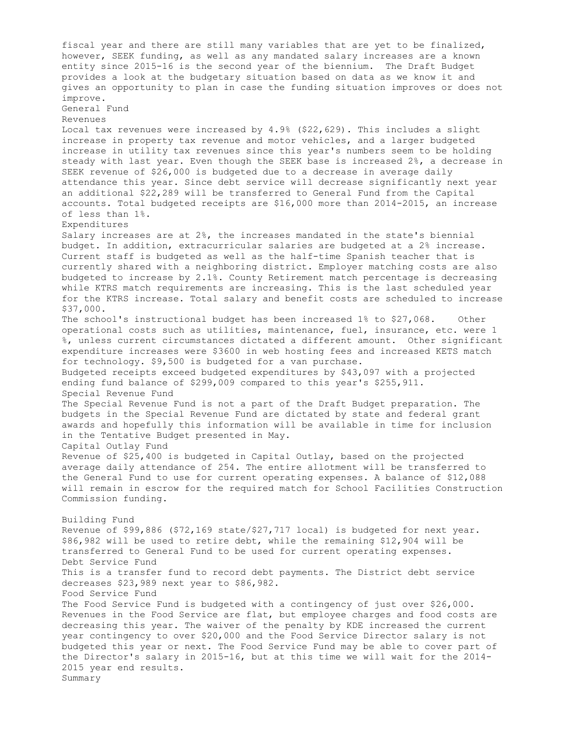fiscal year and there are still many variables that are yet to be finalized, however, SEEK funding, as well as any mandated salary increases are a known entity since 2015-16 is the second year of the biennium. The Draft Budget provides a look at the budgetary situation based on data as we know it and gives an opportunity to plan in case the funding situation improves or does not improve.

## General Fund

### Revenues

Local tax revenues were increased by 4.9% ($22,629). This includes a slight increase in property tax revenue and motor vehicles, and a larger budgeted increase in utility tax revenues since this year's numbers seem to be holding steady with last year. Even though the SEEK base is increased 2%, a decrease in SEEK revenue of $26,000 is budgeted due to a decrease in average daily attendance this year. Since debt service will decrease significantly next year an additional $22,289 will be transferred to General Fund from the Capital accounts. Total budgeted receipts are $16,000 more than 2014-2015, an increase of less than 1%.

### Expenditures

Salary increases are at 2%, the increases mandated in the state's biennial budget. In addition, extracurricular salaries are budgeted at a 2% increase. Current staff is budgeted as well as the half-time Spanish teacher that is currently shared with a neighboring district. Employer matching costs are also budgeted to increase by 2.1%. County Retirement match percentage is decreasing while KTRS match requirements are increasing. This is the last scheduled year for the KTRS increase. Total salary and benefit costs are scheduled to increase $37,000.

The school's instructional budget has been increased 1% to $27,068. Other operational costs such as utilities, maintenance, fuel, insurance, etc. were 1 %, unless current circumstances dictated a different amount. Other significant expenditure increases were $3600 in web hosting fees and increased KETS match for technology. $9,500 is budgeted for a van purchase.

Budgeted receipts exceed budgeted expenditures by $43,097 with a projected ending fund balance of $299,009 compared to this year's $255,911.

## Special Revenue Fund

The Special Revenue Fund is not a part of the Draft Budget preparation. The budgets in the Special Revenue Fund are dictated by state and federal grant awards and hopefully this information will be available in time for inclusion in the Tentative Budget presented in May.

## Capital Outlay Fund

Revenue of $25,400 is budgeted in Capital Outlay, based on the projected average daily attendance of 254. The entire allotment will be transferred to the General Fund to use for current operating expenses. A balance of $12,088 will remain in escrow for the required match for School Facilities Construction Commission funding.

## Building Fund

Revenue of $99,886 ($72,169 state/$27,717 local) is budgeted for next year. $86,982 will be used to retire debt, while the remaining $12,904 will be transferred to General Fund to be used for current operating expenses.

## Debt Service Fund

This is a transfer fund to record debt payments. The District debt service decreases $23,989 next year to $86,982.

## Food Service Fund

The Food Service Fund is budgeted with a contingency of just over $26,000. Revenues in the Food Service are flat, but employee charges and food costs are decreasing this year. The waiver of the penalty by KDE increased the current year contingency to over $20,000 and the Food Service Director salary is not budgeted this year or next. The Food Service Fund may be able to cover part of the Director's salary in 2015-16, but at this time we will wait for the 2014-2015 year end results.

## Summary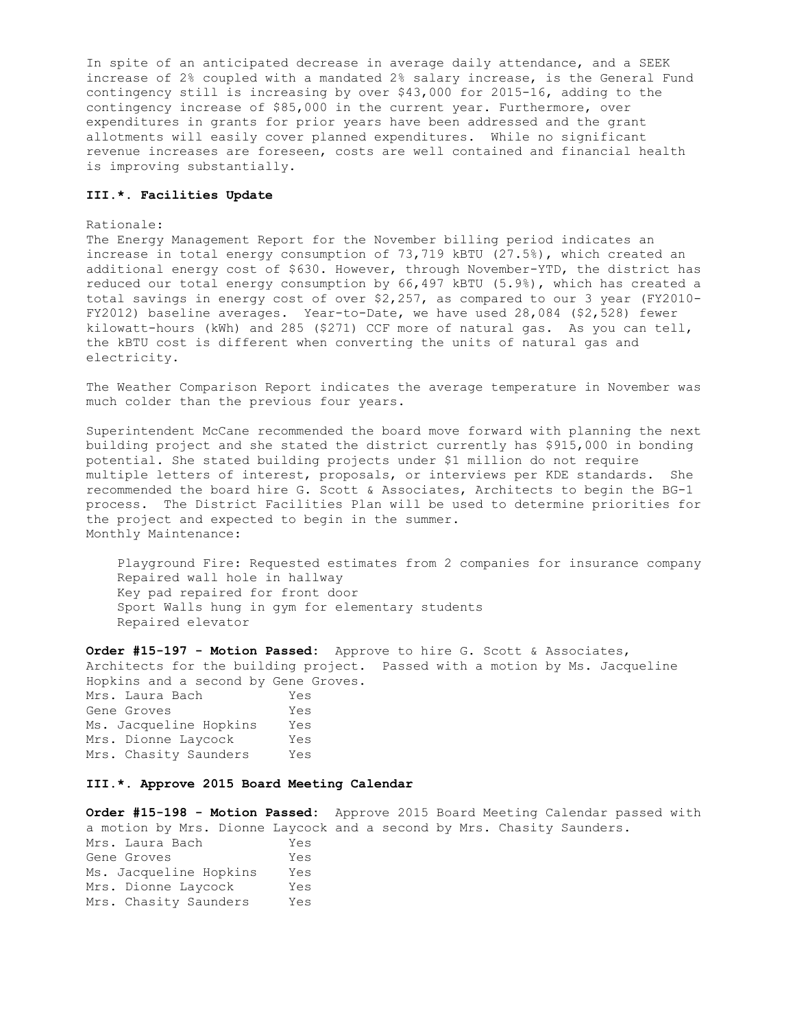In spite of an anticipated decrease in average daily attendance, and a SEEK increase of 2% coupled with a mandated 2% salary increase, is the General Fund contingency still is increasing by over $43,000 for 2015-16, adding to the contingency increase of $85,000 in the current year. Furthermore, over expenditures in grants for prior years have been addressed and the grant allotments will easily cover planned expenditures. While no significant revenue increases are foreseen, costs are well contained and financial health is improving substantially.

### III.*. Facilities Update

Rationale:

The Energy Management Report for the November billing period indicates an increase in total energy consumption of 73,719 kBTU (27.5%), which created an additional energy cost of $630. However, through November-YTD, the district has reduced our total energy consumption by 66,497 kBTU (5.9%), which has created a total savings in energy cost of over $2,257, as compared to our 3 year (FY2010-FY2012) baseline averages. Year-to-Date, we have used 28,084 ($2,528) fewer kilowatt-hours (kWh) and 285 ($271) CCF more of natural gas. As you can tell, the kBTU cost is different when converting the units of natural gas and electricity.

The Weather Comparison Report indicates the average temperature in November was much colder than the previous four years.

Superintendent McCane recommended the board move forward with planning the next building project and she stated the district currently has $915,000 in bonding potential. She stated building projects under $1 million do not require multiple letters of interest, proposals, or interviews per KDE standards. She recommended the board hire G. Scott & Associates, Architects to begin the BG-1 process. The District Facilities Plan will be used to determine priorities for the project and expected to begin in the summer.

Monthly Maintenance:

- Playground Fire: Requested estimates from 2 companies for insurance company
- Repaired wall hole in hallway
- Key pad repaired for front door
- Sport Walls hung in gym for elementary students
- Repaired elevator

**Order #15-197 - Motion Passed:** Approve to hire G. Scott & Associates, Architects for the building project. Passed with a motion by Ms. Jacqueline Hopkins and a second by Gene Groves.

| | |
|---|---|
| Mrs. Laura Bach | Yes |
| Gene Groves | Yes |
| Ms. Jacqueline Hopkins | Yes |
| Mrs. Dionne Laycock | Yes |
| Mrs. Chasity Saunders | Yes |

### III.*. Approve 2015 Board Meeting Calendar

**Order #15-198 - Motion Passed:** Approve 2015 Board Meeting Calendar passed with a motion by Mrs. Dionne Laycock and a second by Mrs. Chasity Saunders.

| | |
|---|---|
| Mrs. Laura Bach | Yes |
| Gene Groves | Yes |
| Ms. Jacqueline Hopkins | Yes |
| Mrs. Dionne Laycock | Yes |
| Mrs. Chasity Saunders | Yes |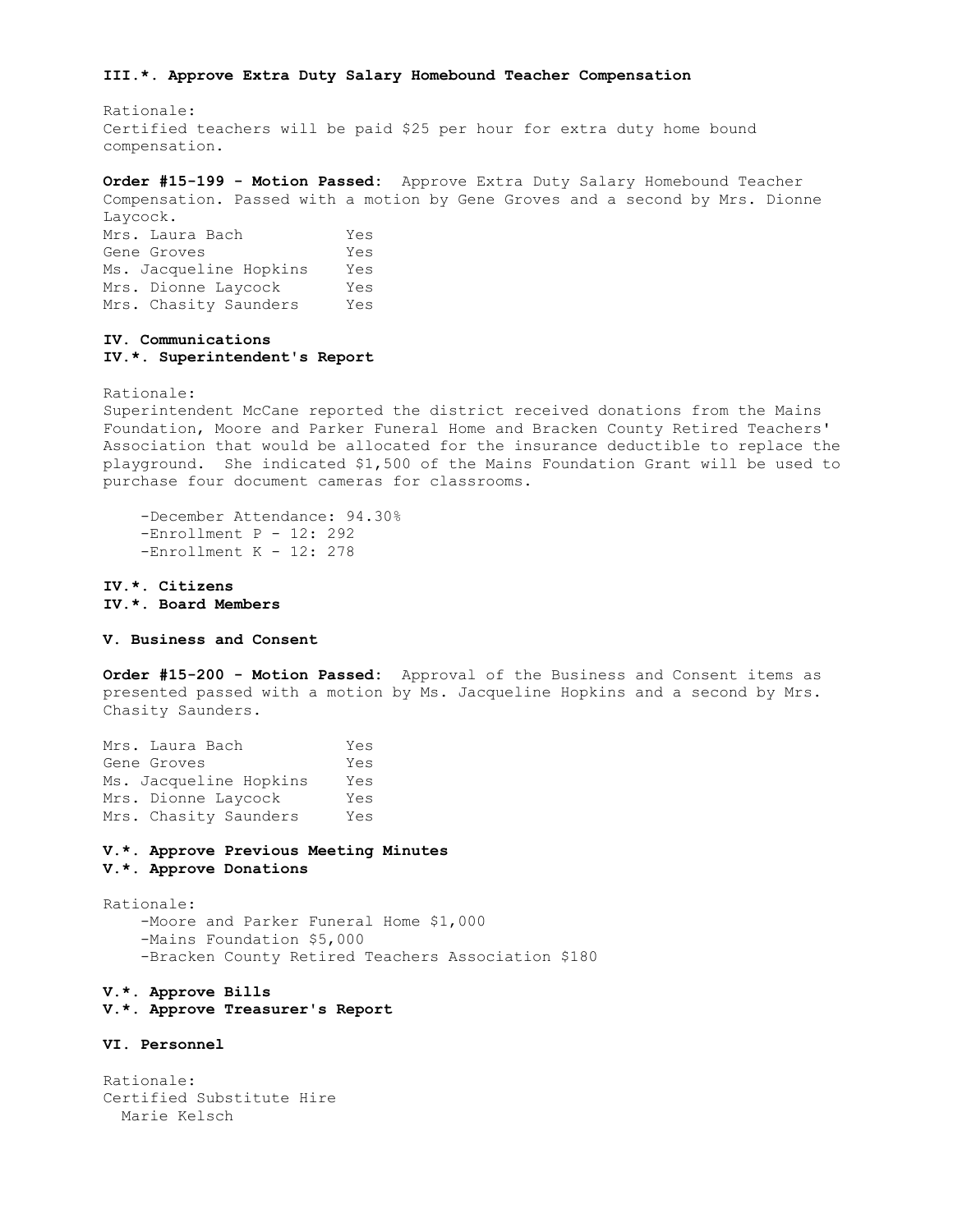**III.*. Approve Extra Duty Salary Homebound Teacher Compensation**

Rationale:
Certified teachers will be paid $25 per hour for extra duty home bound compensation.

**Order #15-199 - Motion Passed:** Approve Extra Duty Salary Homebound Teacher Compensation. Passed with a motion by Gene Groves and a second by Mrs. Dionne Laycock.

| | |
|---|---|
| Mrs. Laura Bach | Yes |
| Gene Groves | Yes |
| Ms. Jacqueline Hopkins | Yes |
| Mrs. Dionne Laycock | Yes |
| Mrs. Chasity Saunders | Yes |

**IV. Communications**

**IV.*. Superintendent's Report**

Rationale:
Superintendent McCane reported the district received donations from the Mains Foundation, Moore and Parker Funeral Home and Bracken County Retired Teachers' Association that would be allocated for the insurance deductible to replace the playground. She indicated $1,500 of the Mains Foundation Grant will be used to purchase four document cameras for classrooms.

-December Attendance: 94.30%
-Enrollment P - 12: 292
-Enrollment K - 12: 278

**IV.*. Citizens**

**IV.*. Board Members**

**V. Business and Consent**

**Order #15-200 - Motion Passed:** Approval of the Business and Consent items as presented passed with a motion by Ms. Jacqueline Hopkins and a second by Mrs. Chasity Saunders.

| | |
|---|---|
| Mrs. Laura Bach | Yes |
| Gene Groves | Yes |
| Ms. Jacqueline Hopkins | Yes |
| Mrs. Dionne Laycock | Yes |
| Mrs. Chasity Saunders | Yes |

**V.*. Approve Previous Meeting Minutes**

**V.*. Approve Donations**

Rationale:
-Moore and Parker Funeral Home $1,000
-Mains Foundation $5,000
-Bracken County Retired Teachers Association $180

**V.*. Approve Bills**

**V.*. Approve Treasurer's Report**

**VI. Personnel**

Rationale:
Certified Substitute Hire
Marie Kelsch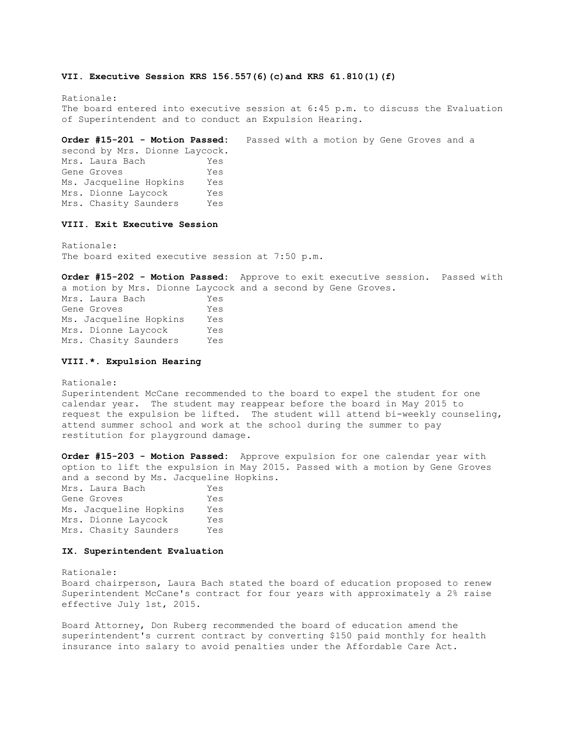### VII. Executive Session KRS 156.557(6)(c)and KRS 61.810(1)(f)

Rationale:
The board entered into executive session at 6:45 p.m. to discuss the Evaluation of Superintendent and to conduct an Expulsion Hearing.

**Order #15-201 - Motion Passed:** Passed with a motion by Gene Groves and a second by Mrs. Dionne Laycock.

| | |
|---|---|
| Mrs. Laura Bach | Yes |
| Gene Groves | Yes |
| Ms. Jacqueline Hopkins | Yes |
| Mrs. Dionne Laycock | Yes |
| Mrs. Chasity Saunders | Yes |

### VIII. Exit Executive Session

Rationale:
The board exited executive session at 7:50 p.m.

**Order #15-202 - Motion Passed:** Approve to exit executive session. Passed with a motion by Mrs. Dionne Laycock and a second by Gene Groves.

| | |
|---|---|
| Mrs. Laura Bach | Yes |
| Gene Groves | Yes |
| Ms. Jacqueline Hopkins | Yes |
| Mrs. Dionne Laycock | Yes |
| Mrs. Chasity Saunders | Yes |

### VIII.*. Expulsion Hearing

Rationale:
Superintendent McCane recommended to the board to expel the student for one calendar year. The student may reappear before the board in May 2015 to request the expulsion be lifted. The student will attend bi-weekly counseling, attend summer school and work at the school during the summer to pay restitution for playground damage.

**Order #15-203 - Motion Passed:** Approve expulsion for one calendar year with option to lift the expulsion in May 2015. Passed with a motion by Gene Groves and a second by Ms. Jacqueline Hopkins.

| | |
|---|---|
| Mrs. Laura Bach | Yes |
| Gene Groves | Yes |
| Ms. Jacqueline Hopkins | Yes |
| Mrs. Dionne Laycock | Yes |
| Mrs. Chasity Saunders | Yes |

### IX. Superintendent Evaluation

Rationale:
Board chairperson, Laura Bach stated the board of education proposed to renew Superintendent McCane's contract for four years with approximately a 2% raise effective July 1st, 2015.

Board Attorney, Don Ruberg recommended the board of education amend the superintendent's current contract by converting $150 paid monthly for health insurance into salary to avoid penalties under the Affordable Care Act.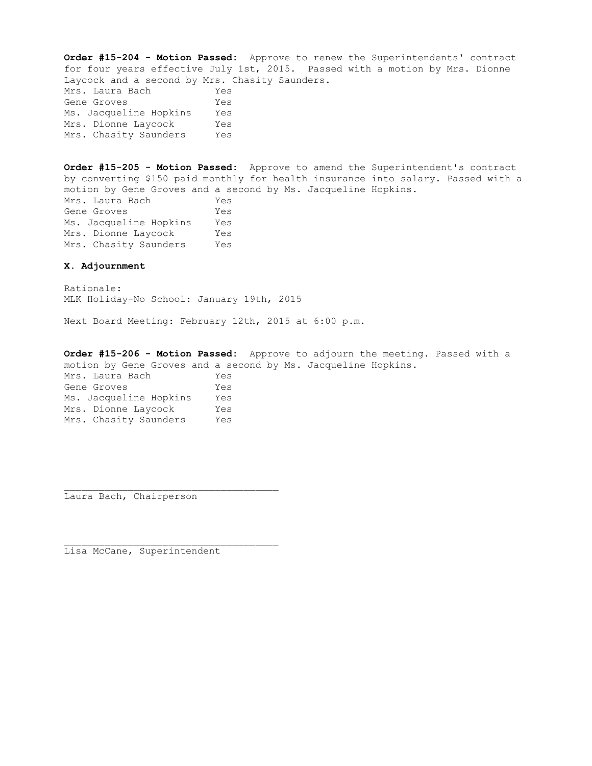**Order #15-204 - Motion Passed:** Approve to renew the Superintendents' contract for four years effective July 1st, 2015. Passed with a motion by Mrs. Dionne Laycock and a second by Mrs. Chasity Saunders.

| | |
|---|---|
| Mrs. Laura Bach | Yes |
| Gene Groves | Yes |
| Ms. Jacqueline Hopkins | Yes |
| Mrs. Dionne Laycock | Yes |
| Mrs. Chasity Saunders | Yes |

**Order #15-205 - Motion Passed:** Approve to amend the Superintendent's contract by converting $150 paid monthly for health insurance into salary. Passed with a motion by Gene Groves and a second by Ms. Jacqueline Hopkins.

| | |
|---|---|
| Mrs. Laura Bach | Yes |
| Gene Groves | Yes |
| Ms. Jacqueline Hopkins | Yes |
| Mrs. Dionne Laycock | Yes |
| Mrs. Chasity Saunders | Yes |

**X. Adjournment**

Rationale:
MLK Holiday-No School: January 19th, 2015

Next Board Meeting: February 12th, 2015 at 6:00 p.m.

**Order #15-206 - Motion Passed:** Approve to adjourn the meeting. Passed with a motion by Gene Groves and a second by Ms. Jacqueline Hopkins.

| | |
|---|---|
| Mrs. Laura Bach | Yes |
| Gene Groves | Yes |
| Ms. Jacqueline Hopkins | Yes |
| Mrs. Dionne Laycock | Yes |
| Mrs. Chasity Saunders | Yes |

_____________________________________
Laura Bach, Chairperson

_____________________________________
Lisa McCane, Superintendent